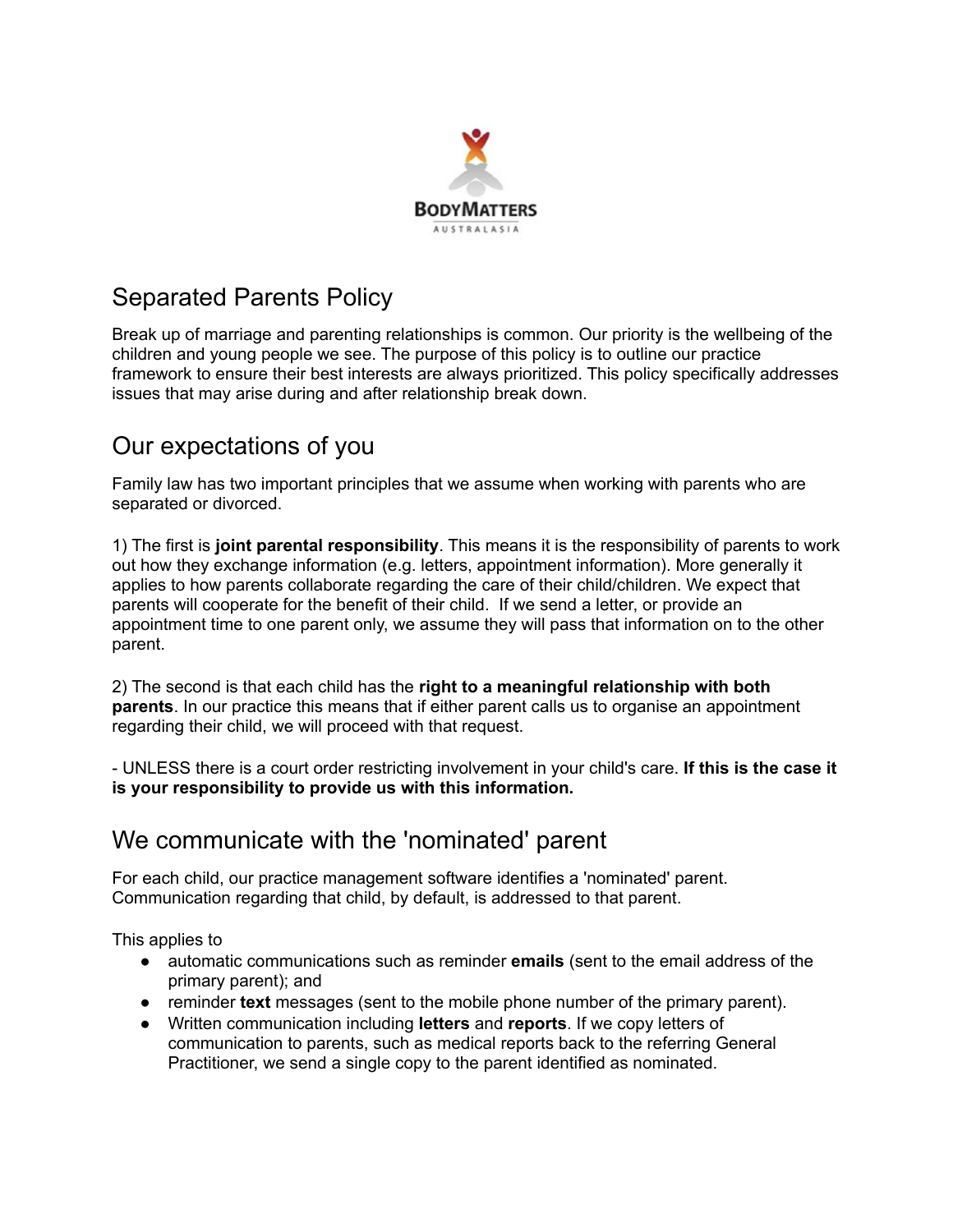BodyMatters
AUSTRALASIA

# Separated Parents Policy

Break up of marriage and parenting relationships is common. Our priority is the wellbeing of the children and young people we see. The purpose of this policy is to outline our practice framework to ensure their best interests are always prioritized. This policy specifically addresses issues that may arise during and after relationship break down.

## Our expectations of you

Family law has two important principles that we assume when working with parents who are separated or divorced.

1) The first is **joint parental responsibility**. This means it is the responsibility of parents to work out how they exchange information (e.g. letters, appointment information). More generally it applies to how parents collaborate regarding the care of their child/children. We expect that parents will cooperate for the benefit of their child. If we send a letter, or provide an appointment time to one parent only, we assume they will pass that information on to the other parent.

2) The second is that each child has the **right to a meaningful relationship with both parents**. In our practice this means that if either parent calls us to organise an appointment regarding their child, we will proceed with that request.

- UNLESS there is a court order restricting involvement in your child's care. **If this is the case it is your responsibility to provide us with this information.**

## We communicate with the 'nominated' parent

For each child, our practice management software identifies a 'nominated' parent. Communication regarding that child, by default, is addressed to that parent.

This applies to

- automatic communications such as reminder **emails** (sent to the email address of the primary parent); and
- reminder **text** messages (sent to the mobile phone number of the primary parent).
- Written communication including **letters** and **reports**. If we copy letters of communication to parents, such as medical reports back to the referring General Practitioner, we send a single copy to the parent identified as nominated.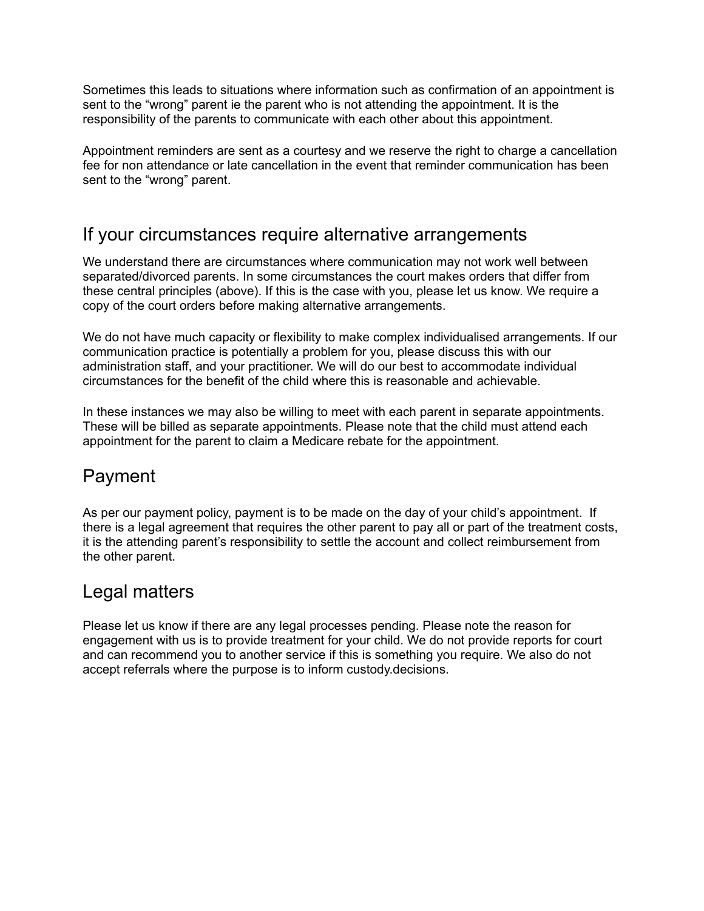Sometimes this leads to situations where information such as confirmation of an appointment is sent to the "wrong" parent ie the parent who is not attending the appointment. It is the responsibility of the parents to communicate with each other about this appointment.

Appointment reminders are sent as a courtesy and we reserve the right to charge a cancellation fee for non attendance or late cancellation in the event that reminder communication has been sent to the "wrong" parent.

## If your circumstances require alternative arrangements

We understand there are circumstances where communication may not work well between separated/divorced parents. In some circumstances the court makes orders that differ from these central principles (above). If this is the case with you, please let us know. We require a copy of the court orders before making alternative arrangements.

We do not have much capacity or flexibility to make complex individualised arrangements. If our communication practice is potentially a problem for you, please discuss this with our administration staff, and your practitioner. We will do our best to accommodate individual circumstances for the benefit of the child where this is reasonable and achievable.

In these instances we may also be willing to meet with each parent in separate appointments. These will be billed as separate appointments. Please note that the child must attend each appointment for the parent to claim a Medicare rebate for the appointment.

## Payment

As per our payment policy, payment is to be made on the day of your child's appointment. If there is a legal agreement that requires the other parent to pay all or part of the treatment costs, it is the attending parent's responsibility to settle the account and collect reimbursement from the other parent.

## Legal matters

Please let us know if there are any legal processes pending. Please note the reason for engagement with us is to provide treatment for your child. We do not provide reports for court and can recommend you to another service if this is something you require. We also do not accept referrals where the purpose is to inform custody.decisions.